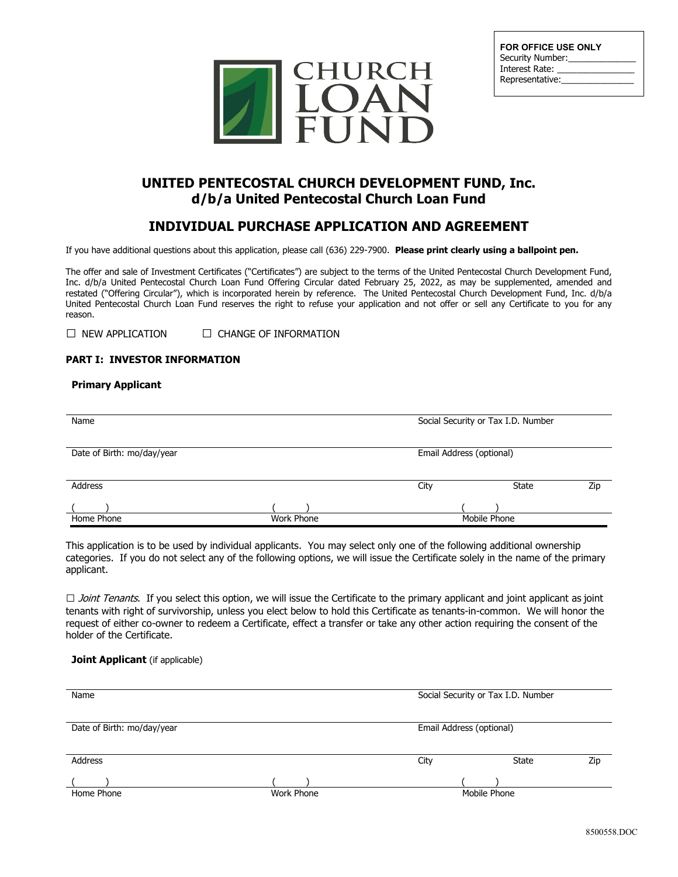**FOR OFFICE USE ONLY**
Security Number:______________
Interest Rate: ________________
Representative:_______________

CHURCH LOAN FUND

# UNITED PENTECOSTAL CHURCH DEVELOPMENT FUND, Inc.
## d/b/a United Pentecostal Church Loan Fund

## INDIVIDUAL PURCHASE APPLICATION AND AGREEMENT

If you have additional questions about this application, please call (636) 229-7900. **Please print clearly using a ballpoint pen.**

The offer and sale of Investment Certificates ("Certificates") are subject to the terms of the United Pentecostal Church Development Fund, Inc. d/b/a United Pentecostal Church Loan Fund Offering Circular dated February 25, 2022, as may be supplemented, amended and restated ("Offering Circular"), which is incorporated herein by reference. The United Pentecostal Church Development Fund, Inc. d/b/a United Pentecostal Church Loan Fund reserves the right to refuse your application and not offer or sell any Certificate to you for any reason.

☐ NEW APPLICATION ☐ CHANGE OF INFORMATION

### PART I: INVESTOR INFORMATION

**Primary Applicant**

| | | | | |
|---|---|---|---|---|
| Name | | Social Security or Tax I.D. Number | | |
| Date of Birth: mo/day/year | | Email Address (optional) | | |
| Address | | City | State | Zip |
| ( ) Home Phone | ( ) Work Phone | ( ) Mobile Phone | | |

This application is to be used by individual applicants. You may select only one of the following additional ownership categories. If you do not select any of the following options, we will issue the Certificate solely in the name of the primary applicant.

☐ *Joint Tenants*. If you select this option, we will issue the Certificate to the primary applicant and joint applicant as joint tenants with right of survivorship, unless you elect below to hold this Certificate as tenants-in-common. We will honor the request of either co-owner to redeem a Certificate, effect a transfer or take any other action requiring the consent of the holder of the Certificate.

**Joint Applicant** (if applicable)

| | | | | |
|---|---|---|---|---|
| Name | | Social Security or Tax I.D. Number | | |
| Date of Birth: mo/day/year | | Email Address (optional) | | |
| Address | | City | State | Zip |
| ( ) Home Phone | ( ) Work Phone | ( ) Mobile Phone | | |

8500558.DOC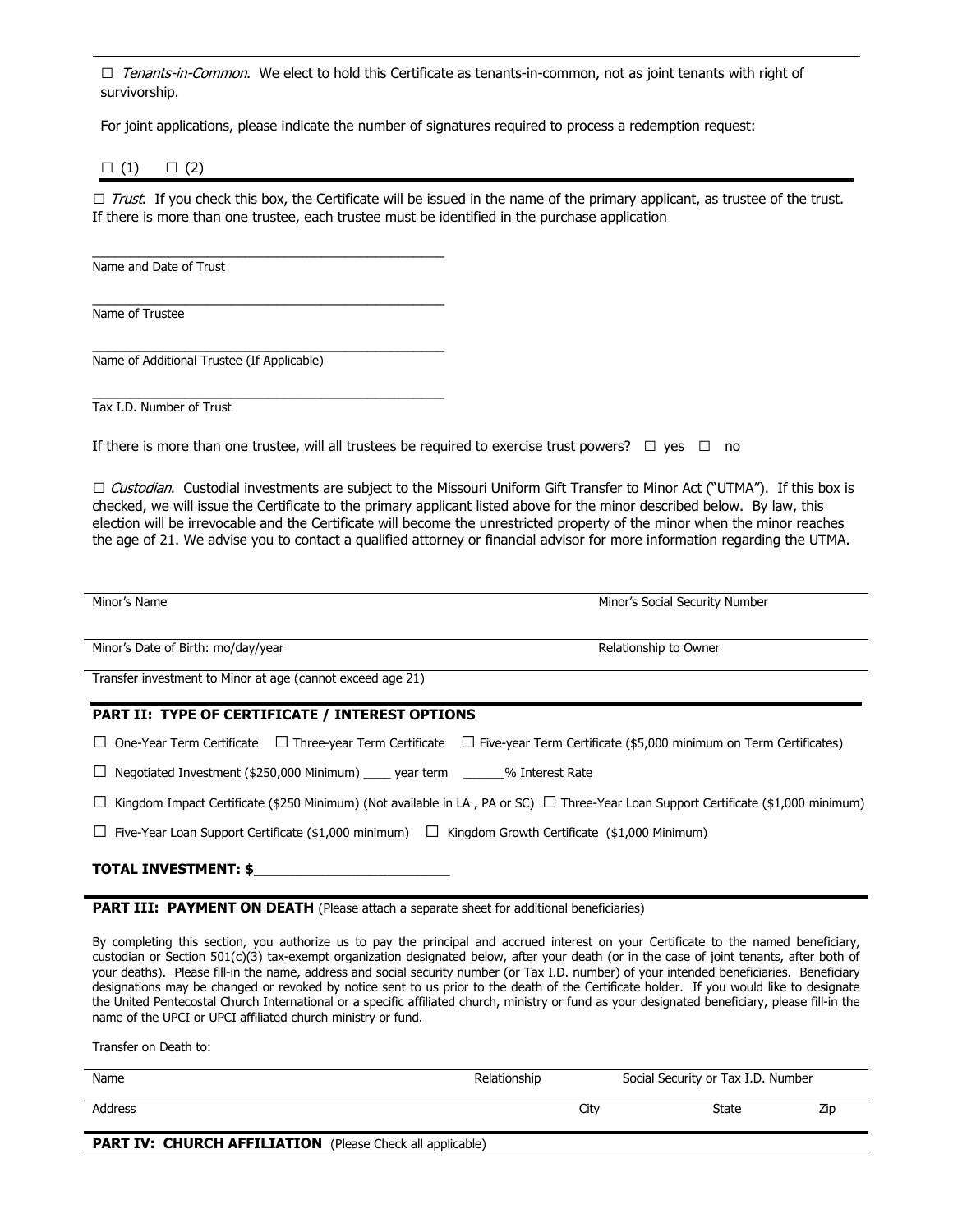☐ *Tenants-in-Common*. We elect to hold this Certificate as tenants-in-common, not as joint tenants with right of survivorship.

For joint applications, please indicate the number of signatures required to process a redemption request:

☐ (1) ☐ (2)

---

☐ *Trust*. If you check this box, the Certificate will be issued in the name of the primary applicant, as trustee of the trust. If there is more than one trustee, each trustee must be identified in the purchase application

______________________________________________
Name and Date of Trust

______________________________________________
Name of Trustee

______________________________________________
Name of Additional Trustee (If Applicable)

______________________________________________
Tax I.D. Number of Trust

If there is more than one trustee, will all trustees be required to exercise trust powers? ☐ yes ☐ no

☐ *Custodian*. Custodial investments are subject to the Missouri Uniform Gift Transfer to Minor Act ("UTMA"). If this box is checked, we will issue the Certificate to the primary applicant listed above for the minor described below. By law, this election will be irrevocable and the Certificate will become the unrestricted property of the minor when the minor reaches the age of 21. We advise you to contact a qualified attorney or financial advisor for more information regarding the UTMA.

| Minor's Name | Minor's Social Security Number |
|---|---|
| Minor's Date of Birth: mo/day/year | Relationship to Owner |
| Transfer investment to Minor at age (cannot exceed age 21) | |

## PART II: TYPE OF CERTIFICATE / INTEREST OPTIONS

☐ One-Year Term Certificate ☐ Three-year Term Certificate ☐ Five-year Term Certificate ($5,000 minimum on Term Certificates)

☐ Negotiated Investment ($250,000 Minimum) ____ year term ______% Interest Rate

☐ Kingdom Impact Certificate ($250 Minimum) (Not available in LA , PA or SC) ☐ Three-Year Loan Support Certificate ($1,000 minimum)

☐ Five-Year Loan Support Certificate ($1,000 minimum) ☐ Kingdom Growth Certificate ($1,000 Minimum)

**TOTAL INVESTMENT: $________________________**

## PART III: PAYMENT ON DEATH (Please attach a separate sheet for additional beneficiaries)

By completing this section, you authorize us to pay the principal and accrued interest on your Certificate to the named beneficiary, custodian or Section 501(c)(3) tax-exempt organization designated below, after your death (or in the case of joint tenants, after both of your deaths). Please fill-in the name, address and social security number (or Tax I.D. number) of your intended beneficiaries. Beneficiary designations may be changed or revoked by notice sent to us prior to the death of the Certificate holder. If you would like to designate the United Pentecostal Church International or a specific affiliated church, ministry or fund as your designated beneficiary, please fill-in the name of the UPCI or UPCI affiliated church ministry or fund.

Transfer on Death to:

| Name | Relationship | Social Security or Tax I.D. Number | |
|---|---|---|---|
| Address | City | State | Zip |

## PART IV: CHURCH AFFILIATION (Please Check all applicable)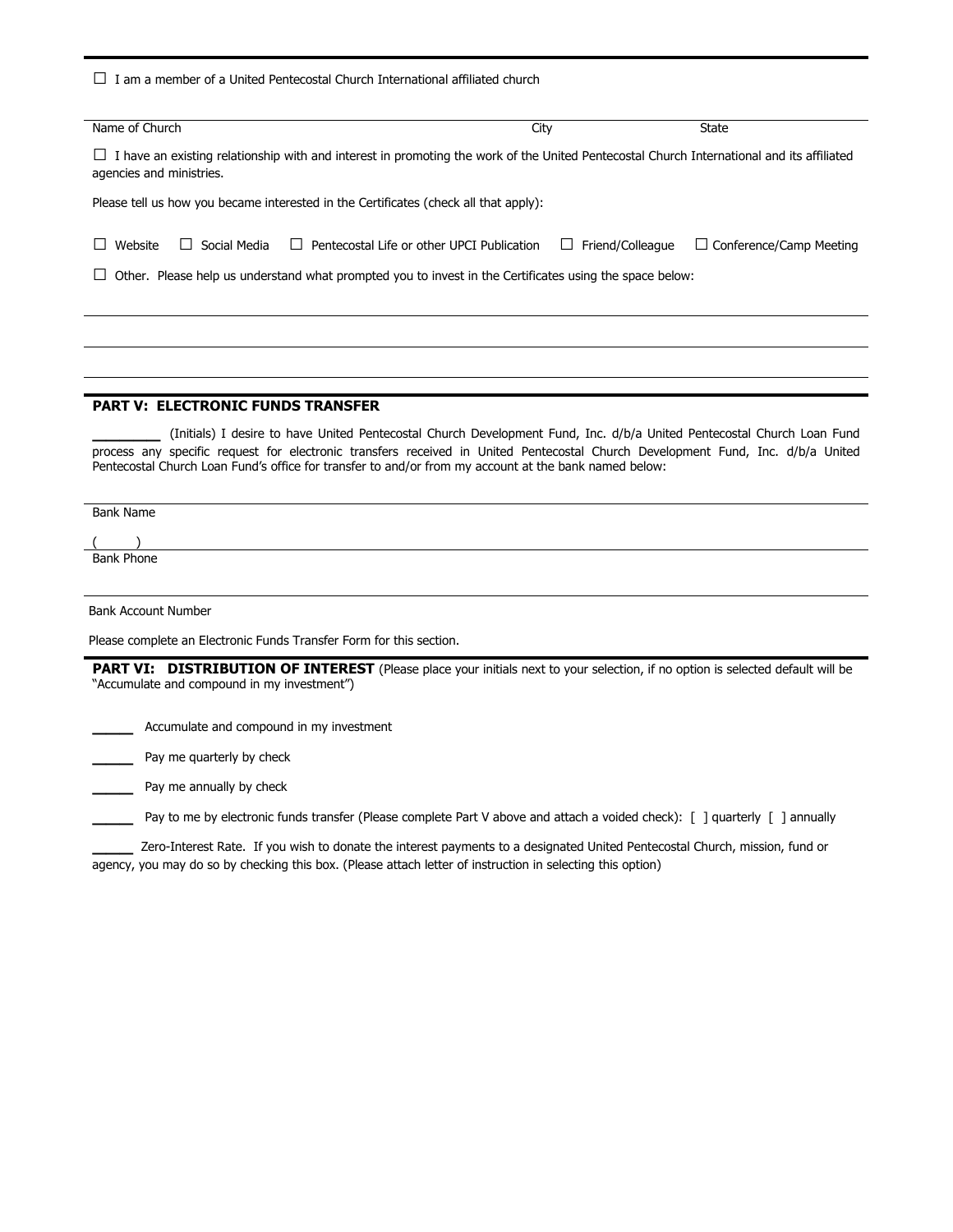☐ I am a member of a United Pentecostal Church International affiliated church

Name of Church ______________________ City ______________ State ______________

☐ I have an existing relationship with and interest in promoting the work of the United Pentecostal Church International and its affiliated agencies and ministries.

Please tell us how you became interested in the Certificates (check all that apply):

☐ Website ☐ Social Media ☐ Pentecostal Life or other UPCI Publication ☐ Friend/Colleague ☐ Conference/Camp Meeting

☐ Other. Please help us understand what prompted you to invest in the Certificates using the space below:

______________________________________________________________________

______________________________________________________________________

______________________________________________________________________

## PART V: ELECTRONIC FUNDS TRANSFER

________ (Initials) I desire to have United Pentecostal Church Development Fund, Inc. d/b/a United Pentecostal Church Loan Fund process any specific request for electronic transfers received in United Pentecostal Church Development Fund, Inc. d/b/a United Pentecostal Church Loan Fund's office for transfer to and/or from my account at the bank named below:

______________________________________________________________________
Bank Name

(      ) ________________________________________________________________
Bank Phone

______________________________________________________________________
Bank Account Number

Please complete an Electronic Funds Transfer Form for this section.

## PART VI: DISTRIBUTION OF INTEREST

(Please place your initials next to your selection, if no option is selected default will be "Accumulate and compound in my investment")

_____ Accumulate and compound in my investment

_____ Pay me quarterly by check

_____ Pay me annually by check

_____ Pay to me by electronic funds transfer (Please complete Part V above and attach a voided check): [ ] quarterly [ ] annually

_____ Zero-Interest Rate. If you wish to donate the interest payments to a designated United Pentecostal Church, mission, fund or agency, you may do so by checking this box. (Please attach letter of instruction in selecting this option)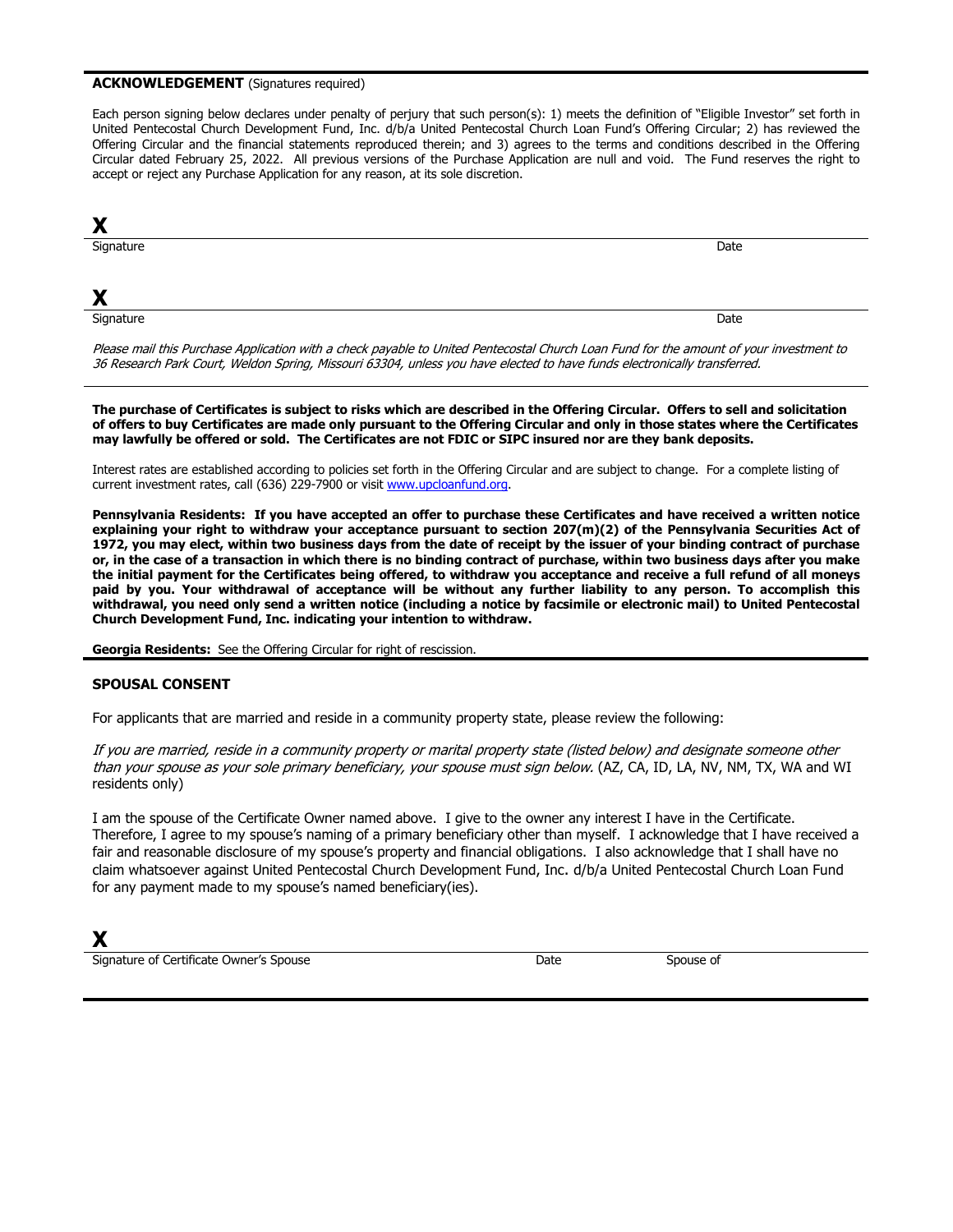**ACKNOWLEDGEMENT** (Signatures required)

Each person signing below declares under penalty of perjury that such person(s): 1) meets the definition of "Eligible Investor" set forth in United Pentecostal Church Development Fund, Inc. d/b/a United Pentecostal Church Loan Fund's Offering Circular; 2) has reviewed the Offering Circular and the financial statements reproduced therein; and 3) agrees to the terms and conditions described in the Offering Circular dated February 25, 2022. All previous versions of the Purchase Application are null and void. The Fund reserves the right to accept or reject any Purchase Application for any reason, at its sole discretion.

**X**

Signature Date

**X**

Signature Date

*Please mail this Purchase Application with a check payable to United Pentecostal Church Loan Fund for the amount of your investment to 36 Research Park Court, Weldon Spring, Missouri 63304, unless you have elected to have funds electronically transferred.*

**The purchase of Certificates is subject to risks which are described in the Offering Circular. Offers to sell and solicitation of offers to buy Certificates are made only pursuant to the Offering Circular and only in those states where the Certificates may lawfully be offered or sold. The Certificates are not FDIC or SIPC insured nor are they bank deposits.**

Interest rates are established according to policies set forth in the Offering Circular and are subject to change. For a complete listing of current investment rates, call (636) 229-7900 or visit www.upcloanfund.org.

**Pennsylvania Residents: If you have accepted an offer to purchase these Certificates and have received a written notice explaining your right to withdraw your acceptance pursuant to section 207(m)(2) of the Pennsylvania Securities Act of 1972, you may elect, within two business days from the date of receipt by the issuer of your binding contract of purchase or, in the case of a transaction in which there is no binding contract of purchase, within two business days after you make the initial payment for the Certificates being offered, to withdraw you acceptance and receive a full refund of all moneys paid by you. Your withdrawal of acceptance will be without any further liability to any person. To accomplish this withdrawal, you need only send a written notice (including a notice by facsimile or electronic mail) to United Pentecostal Church Development Fund, Inc. indicating your intention to withdraw.**

**Georgia Residents:** See the Offering Circular for right of rescission.

**SPOUSAL CONSENT**

For applicants that are married and reside in a community property state, please review the following:

*If you are married, reside in a community property or marital property state (listed below) and designate someone other than your spouse as your sole primary beneficiary, your spouse must sign below.* (AZ, CA, ID, LA, NV, NM, TX, WA and WI residents only)

I am the spouse of the Certificate Owner named above. I give to the owner any interest I have in the Certificate. Therefore, I agree to my spouse's naming of a primary beneficiary other than myself. I acknowledge that I have received a fair and reasonable disclosure of my spouse's property and financial obligations. I also acknowledge that I shall have no claim whatsoever against United Pentecostal Church Development Fund, Inc. d/b/a United Pentecostal Church Loan Fund for any payment made to my spouse's named beneficiary(ies).

**X**

Signature of Certificate Owner's Spouse Date Spouse of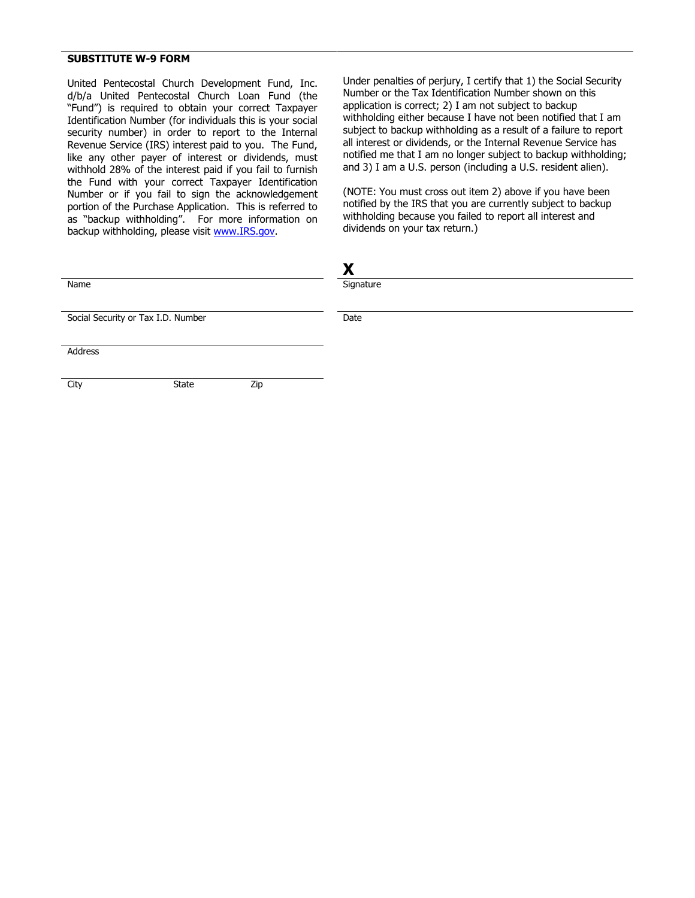**SUBSTITUTE W-9 FORM**

United Pentecostal Church Development Fund, Inc. d/b/a United Pentecostal Church Loan Fund (the "Fund") is required to obtain your correct Taxpayer Identification Number (for individuals this is your social security number) in order to report to the Internal Revenue Service (IRS) interest paid to you. The Fund, like any other payer of interest or dividends, must withhold 28% of the interest paid if you fail to furnish the Fund with your correct Taxpayer Identification Number or if you fail to sign the acknowledgement portion of the Purchase Application. This is referred to as "backup withholding". For more information on backup withholding, please visit [www.IRS.gov](http://www.IRS.gov).

Under penalties of perjury, I certify that 1) the Social Security Number or the Tax Identification Number shown on this application is correct; 2) I am not subject to backup withholding either because I have not been notified that I am subject to backup withholding as a result of a failure to report all interest or dividends, or the Internal Revenue Service has notified me that I am no longer subject to backup withholding; and 3) I am a U.S. person (including a U.S. resident alien).

(NOTE: You must cross out item 2) above if you have been notified by the IRS that you are currently subject to backup withholding because you failed to report all interest and dividends on your tax return.)

Name ____________________

Social Security or Tax I.D. Number ____________________

Address ____________________

City ____________ State ____________ Zip ____________

**X** ____________________
Signature

Date ____________________